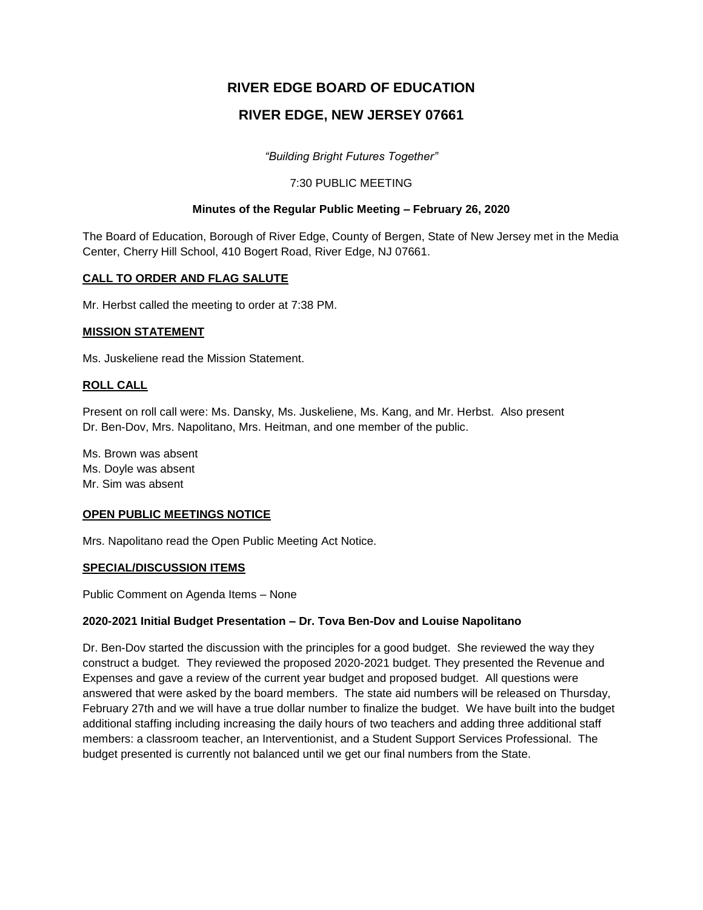# RIVER EDGE BOARD OF EDUCATION

# RIVER EDGE, NEW JERSEY 07661

*"Building Bright Futures Together"*

7:30 PUBLIC MEETING

### Minutes of the Regular Public Meeting – February 26, 2020

The Board of Education, Borough of River Edge, County of Bergen, State of New Jersey met in the Media Center, Cherry Hill School, 410 Bogert Road, River Edge, NJ 07661.

## CALL TO ORDER AND FLAG SALUTE

Mr. Herbst called the meeting to order at 7:38 PM.

## MISSION STATEMENT

Ms. Juskeliene read the Mission Statement.

## ROLL CALL

Present on roll call were: Ms. Dansky, Ms. Juskeliene, Ms. Kang, and Mr. Herbst. Also present Dr. Ben-Dov, Mrs. Napolitano, Mrs. Heitman, and one member of the public.

Ms. Brown was absent
Ms. Doyle was absent
Mr. Sim was absent

## OPEN PUBLIC MEETINGS NOTICE

Mrs. Napolitano read the Open Public Meeting Act Notice.

## SPECIAL/DISCUSSION ITEMS

Public Comment on Agenda Items – None

### 2020-2021 Initial Budget Presentation – Dr. Tova Ben-Dov and Louise Napolitano

Dr. Ben-Dov started the discussion with the principles for a good budget. She reviewed the way they construct a budget. They reviewed the proposed 2020-2021 budget. They presented the Revenue and Expenses and gave a review of the current year budget and proposed budget. All questions were answered that were asked by the board members. The state aid numbers will be released on Thursday, February 27th and we will have a true dollar number to finalize the budget. We have built into the budget additional staffing including increasing the daily hours of two teachers and adding three additional staff members: a classroom teacher, an Interventionist, and a Student Support Services Professional. The budget presented is currently not balanced until we get our final numbers from the State.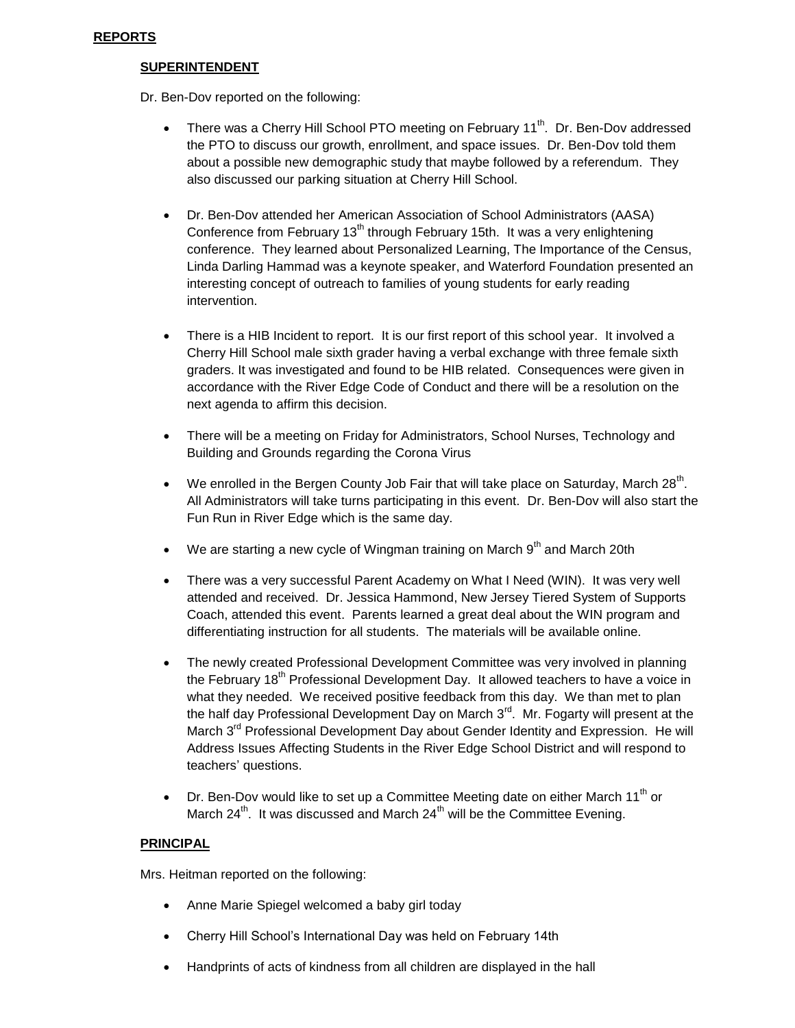**REPORTS**

**SUPERINTENDENT**

Dr. Ben-Dov reported on the following:

- There was a Cherry Hill School PTO meeting on February 11th. Dr. Ben-Dov addressed the PTO to discuss our growth, enrollment, and space issues. Dr. Ben-Dov told them about a possible new demographic study that maybe followed by a referendum. They also discussed our parking situation at Cherry Hill School.

- Dr. Ben-Dov attended her American Association of School Administrators (AASA) Conference from February 13th through February 15th. It was a very enlightening conference. They learned about Personalized Learning, The Importance of the Census, Linda Darling Hammad was a keynote speaker, and Waterford Foundation presented an interesting concept of outreach to families of young students for early reading intervention.

- There is a HIB Incident to report. It is our first report of this school year. It involved a Cherry Hill School male sixth grader having a verbal exchange with three female sixth graders. It was investigated and found to be HIB related. Consequences were given in accordance with the River Edge Code of Conduct and there will be a resolution on the next agenda to affirm this decision.

- There will be a meeting on Friday for Administrators, School Nurses, Technology and Building and Grounds regarding the Corona Virus

- We enrolled in the Bergen County Job Fair that will take place on Saturday, March 28th. All Administrators will take turns participating in this event. Dr. Ben-Dov will also start the Fun Run in River Edge which is the same day.

- We are starting a new cycle of Wingman training on March 9th and March 20th

- There was a very successful Parent Academy on What I Need (WIN). It was very well attended and received. Dr. Jessica Hammond, New Jersey Tiered System of Supports Coach, attended this event. Parents learned a great deal about the WIN program and differentiating instruction for all students. The materials will be available online.

- The newly created Professional Development Committee was very involved in planning the February 18th Professional Development Day. It allowed teachers to have a voice in what they needed. We received positive feedback from this day. We than met to plan the half day Professional Development Day on March 3rd. Mr. Fogarty will present at the March 3rd Professional Development Day about Gender Identity and Expression. He will Address Issues Affecting Students in the River Edge School District and will respond to teachers' questions.

- Dr. Ben-Dov would like to set up a Committee Meeting date on either March 11th or March 24th. It was discussed and March 24th will be the Committee Evening.

**PRINCIPAL**

Mrs. Heitman reported on the following:

- Anne Marie Spiegel welcomed a baby girl today

- Cherry Hill School's International Day was held on February 14th

- Handprints of acts of kindness from all children are displayed in the hall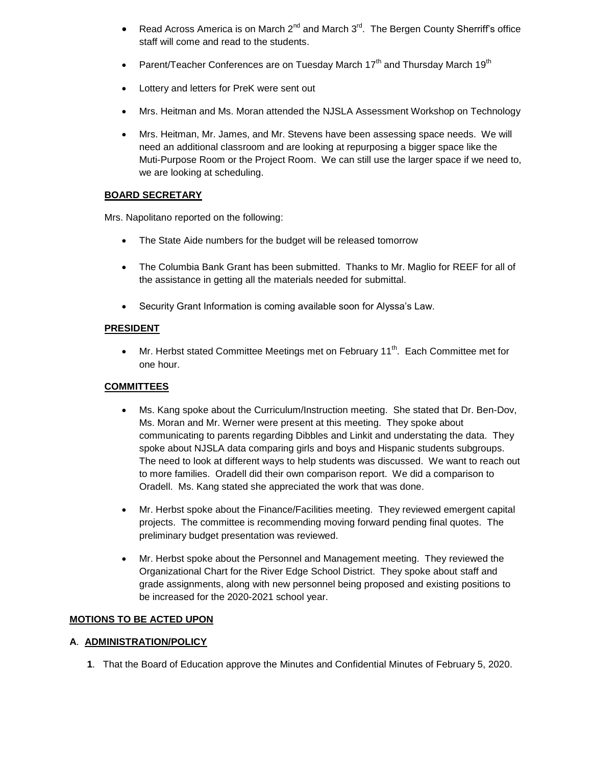- Read Across America is on March 2nd and March 3rd. The Bergen County Sherriff's office staff will come and read to the students.
- Parent/Teacher Conferences are on Tuesday March 17th and Thursday March 19th
- Lottery and letters for PreK were sent out
- Mrs. Heitman and Ms. Moran attended the NJSLA Assessment Workshop on Technology
- Mrs. Heitman, Mr. James, and Mr. Stevens have been assessing space needs. We will need an additional classroom and are looking at repurposing a bigger space like the Muti-Purpose Room or the Project Room. We can still use the larger space if we need to, we are looking at scheduling.

**BOARD SECRETARY**

Mrs. Napolitano reported on the following:

- The State Aide numbers for the budget will be released tomorrow
- The Columbia Bank Grant has been submitted. Thanks to Mr. Maglio for REEF for all of the assistance in getting all the materials needed for submittal.
- Security Grant Information is coming available soon for Alyssa's Law.

**PRESIDENT**

- Mr. Herbst stated Committee Meetings met on February 11th. Each Committee met for one hour.

**COMMITTEES**

- Ms. Kang spoke about the Curriculum/Instruction meeting. She stated that Dr. Ben-Dov, Ms. Moran and Mr. Werner were present at this meeting. They spoke about communicating to parents regarding Dibbles and Linkit and understating the data. They spoke about NJSLA data comparing girls and boys and Hispanic students subgroups. The need to look at different ways to help students was discussed. We want to reach out to more families. Oradell did their own comparison report. We did a comparison to Oradell. Ms. Kang stated she appreciated the work that was done.
- Mr. Herbst spoke about the Finance/Facilities meeting. They reviewed emergent capital projects. The committee is recommending moving forward pending final quotes. The preliminary budget presentation was reviewed.
- Mr. Herbst spoke about the Personnel and Management meeting. They reviewed the Organizational Chart for the River Edge School District. They spoke about staff and grade assignments, along with new personnel being proposed and existing positions to be increased for the 2020-2021 school year.

**MOTIONS TO BE ACTED UPON**

**A. ADMINISTRATION/POLICY**

**1**. That the Board of Education approve the Minutes and Confidential Minutes of February 5, 2020.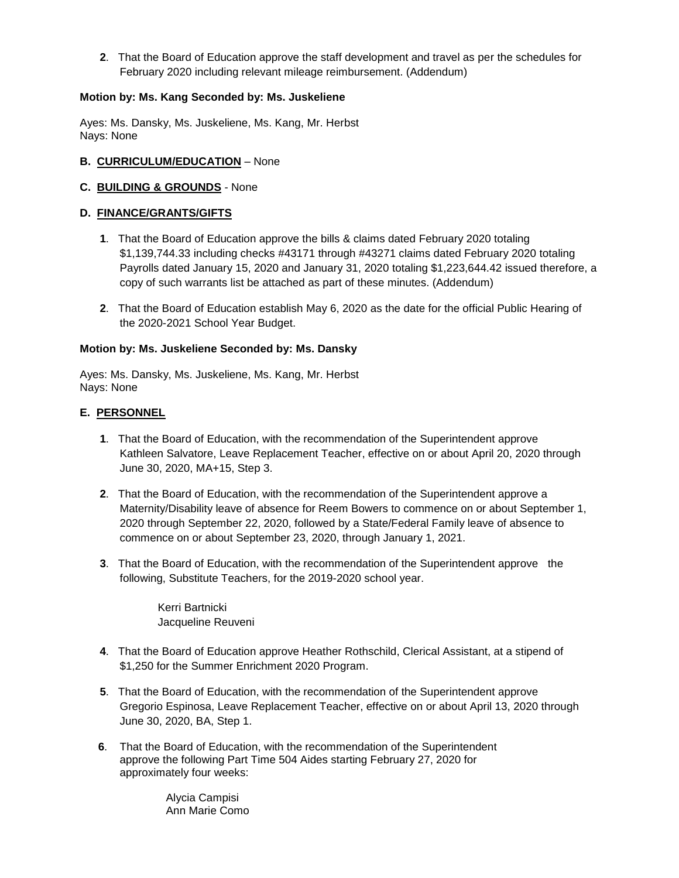**2**. That the Board of Education approve the staff development and travel as per the schedules for February 2020 including relevant mileage reimbursement. (Addendum)

**Motion by: Ms. Kang Seconded by: Ms. Juskeliene**

Ayes: Ms. Dansky, Ms. Juskeliene, Ms. Kang, Mr. Herbst
Nays: None

**B. <u>CURRICULUM/EDUCATION</u>** – None

**C. <u>BUILDING & GROUNDS</u>** - None

**D. <u>FINANCE/GRANTS/GIFTS</u>**

**1**. That the Board of Education approve the bills & claims dated February 2020 totaling $1,139,744.33 including checks #43171 through #43271 claims dated February 2020 totaling Payrolls dated January 15, 2020 and January 31, 2020 totaling $1,223,644.42 issued therefore, a copy of such warrants list be attached as part of these minutes. (Addendum)

**2**. That the Board of Education establish May 6, 2020 as the date for the official Public Hearing of the 2020-2021 School Year Budget.

**Motion by: Ms. Juskeliene Seconded by: Ms. Dansky**

Ayes: Ms. Dansky, Ms. Juskeliene, Ms. Kang, Mr. Herbst
Nays: None

**E. <u>PERSONNEL</u>**

**1**. That the Board of Education, with the recommendation of the Superintendent approve Kathleen Salvatore, Leave Replacement Teacher, effective on or about April 20, 2020 through June 30, 2020, MA+15, Step 3.

**2**. That the Board of Education, with the recommendation of the Superintendent approve a Maternity/Disability leave of absence for Reem Bowers to commence on or about September 1, 2020 through September 22, 2020, followed by a State/Federal Family leave of absence to commence on or about September 23, 2020, through January 1, 2021.

**3**. That the Board of Education, with the recommendation of the Superintendent approve the following, Substitute Teachers, for the 2019-2020 school year.

Kerri Bartnicki
Jacqueline Reuveni

**4**. That the Board of Education approve Heather Rothschild, Clerical Assistant, at a stipend of $1,250 for the Summer Enrichment 2020 Program.

**5**. That the Board of Education, with the recommendation of the Superintendent approve Gregorio Espinosa, Leave Replacement Teacher, effective on or about April 13, 2020 through June 30, 2020, BA, Step 1.

**6**. That the Board of Education, with the recommendation of the Superintendent approve the following Part Time 504 Aides starting February 27, 2020 for approximately four weeks:

Alycia Campisi
Ann Marie Como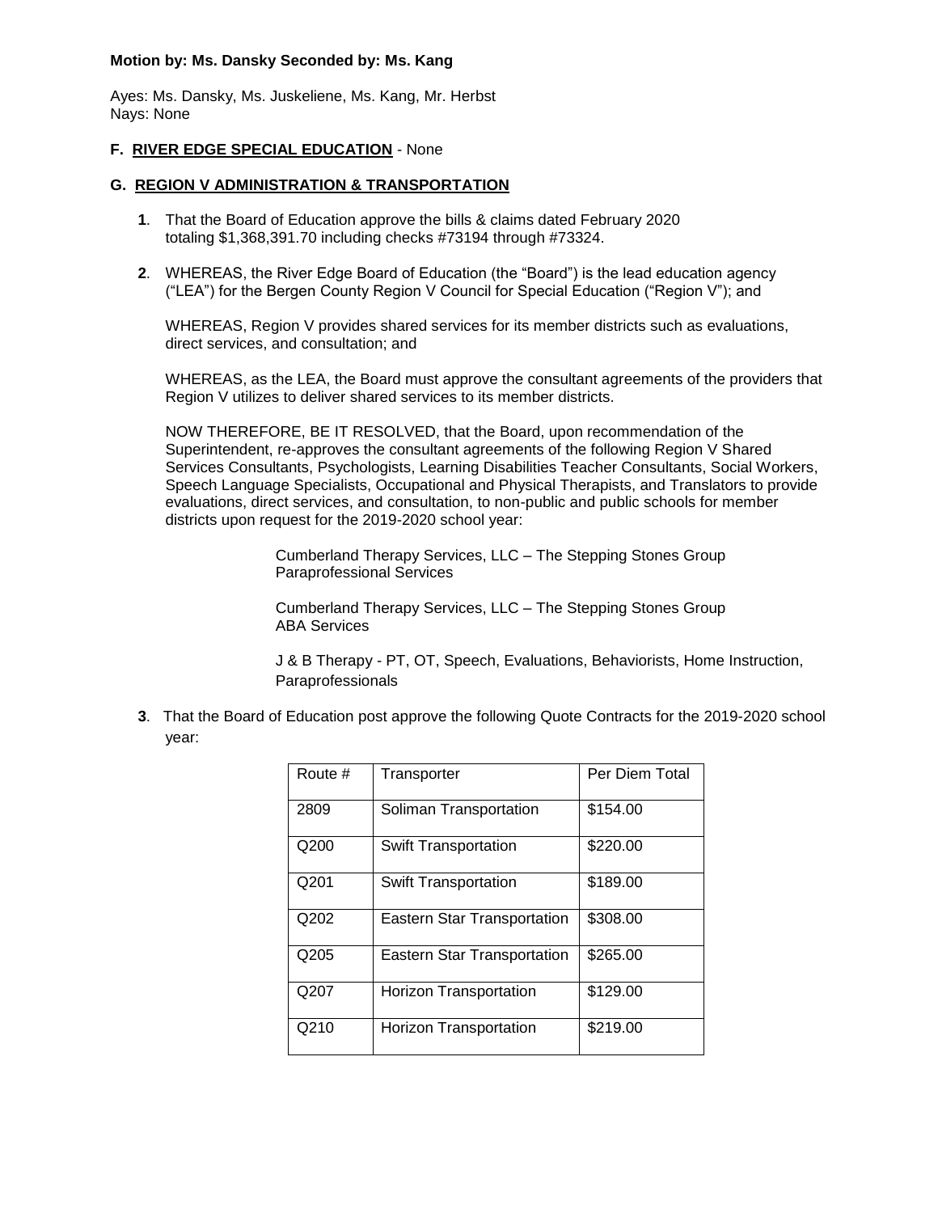**Motion by: Ms. Dansky Seconded by: Ms. Kang**

Ayes: Ms. Dansky, Ms. Juskeliene, Ms. Kang, Mr. Herbst
Nays: None

**F. <u>RIVER EDGE SPECIAL EDUCATION</u>** - None

**G. <u>REGION V ADMINISTRATION & TRANSPORTATION</u>**

**1**. That the Board of Education approve the bills & claims dated February 2020 totaling $1,368,391.70 including checks #73194 through #73324.

**2**. WHEREAS, the River Edge Board of Education (the "Board") is the lead education agency ("LEA") for the Bergen County Region V Council for Special Education ("Region V"); and

WHEREAS, Region V provides shared services for its member districts such as evaluations, direct services, and consultation; and

WHEREAS, as the LEA, the Board must approve the consultant agreements of the providers that Region V utilizes to deliver shared services to its member districts.

NOW THEREFORE, BE IT RESOLVED, that the Board, upon recommendation of the Superintendent, re-approves the consultant agreements of the following Region V Shared Services Consultants, Psychologists, Learning Disabilities Teacher Consultants, Social Workers, Speech Language Specialists, Occupational and Physical Therapists, and Translators to provide evaluations, direct services, and consultation, to non-public and public schools for member districts upon request for the 2019-2020 school year:

Cumberland Therapy Services, LLC – The Stepping Stones Group
Paraprofessional Services

Cumberland Therapy Services, LLC – The Stepping Stones Group
ABA Services

J & B Therapy - PT, OT, Speech, Evaluations, Behaviorists, Home Instruction, Paraprofessionals

**3**. That the Board of Education post approve the following Quote Contracts for the 2019-2020 school year:

| Route # | Transporter | Per Diem Total |
|---|---|---|
| 2809 | Soliman Transportation | $154.00 |
| Q200 | Swift Transportation | $220.00 |
| Q201 | Swift Transportation | $189.00 |
| Q202 | Eastern Star Transportation | $308.00 |
| Q205 | Eastern Star Transportation | $265.00 |
| Q207 | Horizon Transportation | $129.00 |
| Q210 | Horizon Transportation | $219.00 |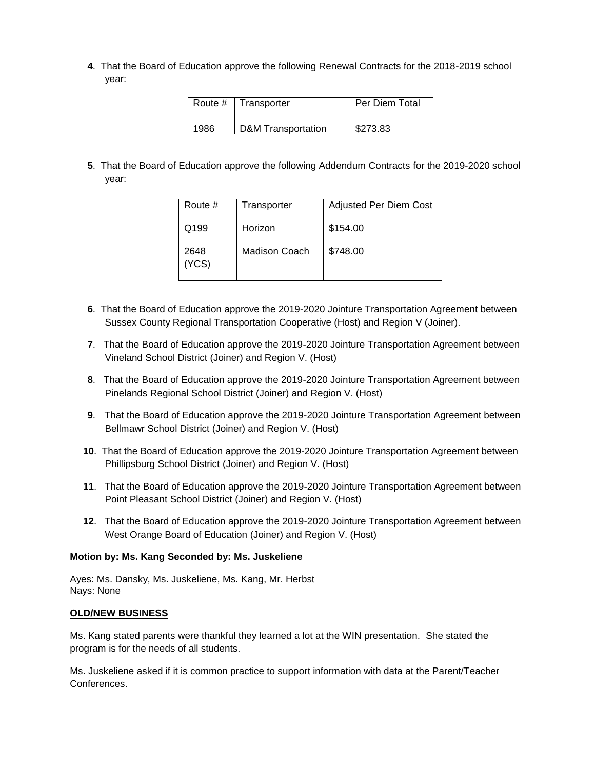**4**. That the Board of Education approve the following Renewal Contracts for the 2018-2019 school year:

| Route # | Transporter | Per Diem Total |
|---|---|---|
| 1986 | D&M Transportation | $273.83 |

**5**. That the Board of Education approve the following Addendum Contracts for the 2019-2020 school year:

| Route # | Transporter | Adjusted Per Diem Cost |
|---|---|---|
| Q199 | Horizon | $154.00 |
| 2648 (YCS) | Madison Coach | $748.00 |

**6**. That the Board of Education approve the 2019-2020 Jointure Transportation Agreement between Sussex County Regional Transportation Cooperative (Host) and Region V (Joiner).

**7**. That the Board of Education approve the 2019-2020 Jointure Transportation Agreement between Vineland School District (Joiner) and Region V. (Host)

**8**. That the Board of Education approve the 2019-2020 Jointure Transportation Agreement between Pinelands Regional School District (Joiner) and Region V. (Host)

**9**. That the Board of Education approve the 2019-2020 Jointure Transportation Agreement between Bellmawr School District (Joiner) and Region V. (Host)

**10**. That the Board of Education approve the 2019-2020 Jointure Transportation Agreement between Phillipsburg School District (Joiner) and Region V. (Host)

**11**. That the Board of Education approve the 2019-2020 Jointure Transportation Agreement between Point Pleasant School District (Joiner) and Region V. (Host)

**12**. That the Board of Education approve the 2019-2020 Jointure Transportation Agreement between West Orange Board of Education (Joiner) and Region V. (Host)

**Motion by: Ms. Kang Seconded by: Ms. Juskeliene**

Ayes: Ms. Dansky, Ms. Juskeliene, Ms. Kang, Mr. Herbst
Nays: None

**OLD/NEW BUSINESS**

Ms. Kang stated parents were thankful they learned a lot at the WIN presentation. She stated the program is for the needs of all students.

Ms. Juskeliene asked if it is common practice to support information with data at the Parent/Teacher Conferences.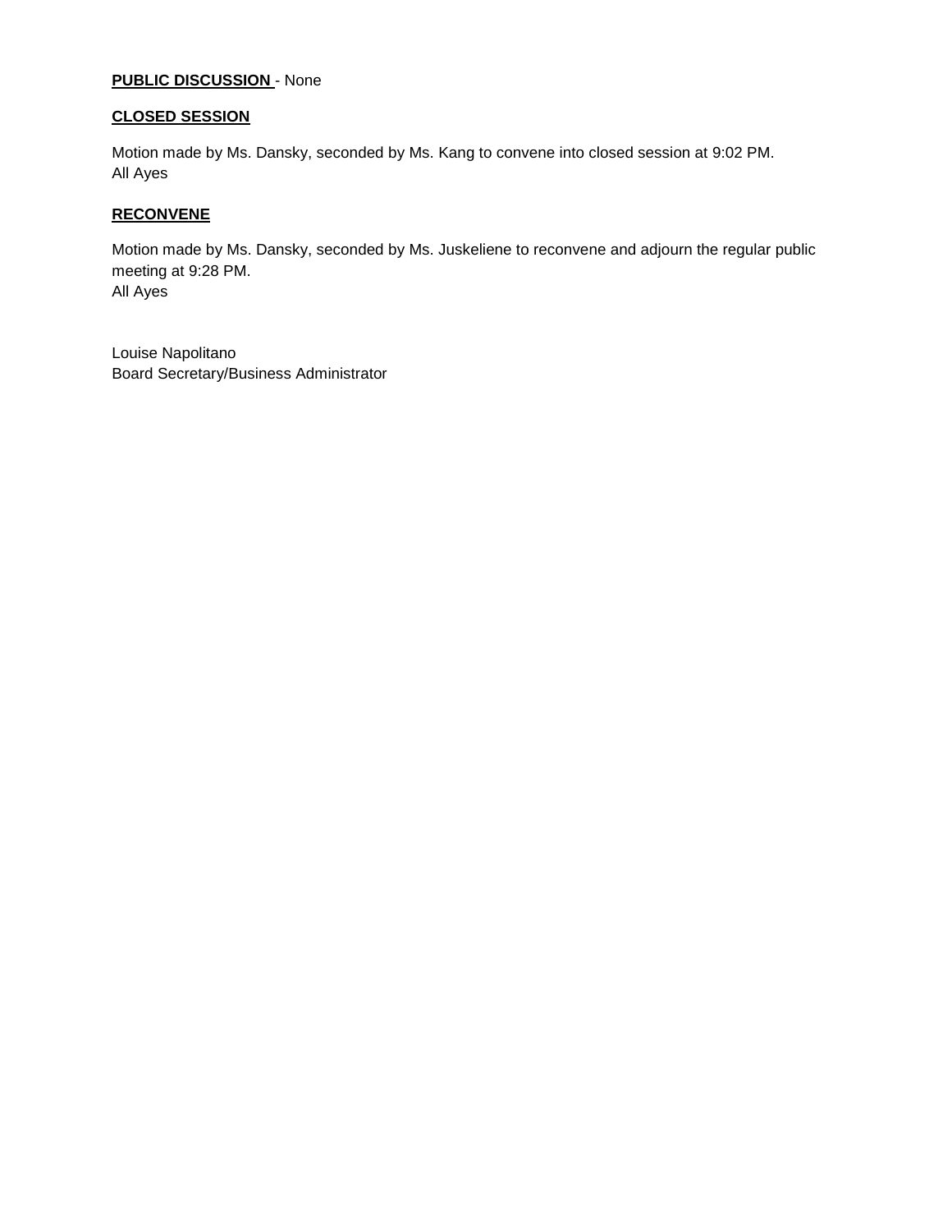**PUBLIC DISCUSSION** - None

**CLOSED SESSION**

Motion made by Ms. Dansky, seconded by Ms. Kang to convene into closed session at 9:02 PM.
All Ayes

**RECONVENE**

Motion made by Ms. Dansky, seconded by Ms. Juskeliene to reconvene and adjourn the regular public meeting at 9:28 PM.
All Ayes

Louise Napolitano
Board Secretary/Business Administrator